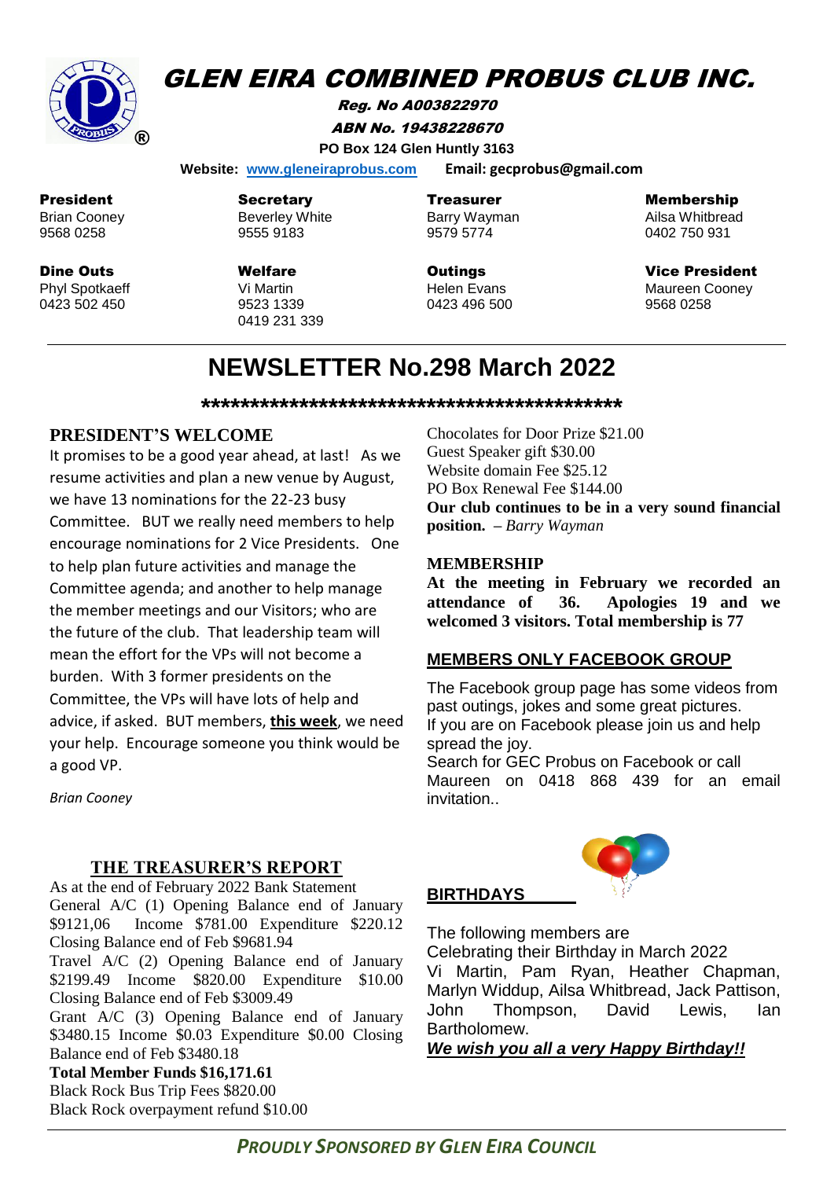# GLEN EIRA COMBINED PROBUS CLUB INC.

**Reg. No A003822970**

**ABN No. 19438228670**

**PO Box 124 Glen Huntly 3163**

**Website: www.gleneiraprobus.com Email: gecprobus@gmail.com**

| **President** | **Secretary** | **Treasurer** | **Membership** |
|---|---|---|---|
| Brian Cooney | Beverley White | Barry Wayman | Ailsa Whitbread |
| 9568 0258 | 9555 9183 | 9579 5774 | 0402 750 931 |
| **Dine Outs** | **Welfare** | **Outings** | **Vice President** |
| Phyl Spotkaeff | Vi Martin | Helen Evans | Maureen Cooney |
| 0423 502 450 | 9523 1339 | 0423 496 500 | 9568 0258 |
| | 0419 231 339 | | |

# NEWSLETTER No.298 March 2022

**\*\*\*\*\*\*\*\*\*\*\*\*\*\*\*\*\*\*\*\*\*\*\*\*\*\*\*\*\*\*\*\*\*\*\*\*\*\*\*\*\*\*\*\*\*\***

## PRESIDENT'S WELCOME

It promises to be a good year ahead, at last! As we resume activities and plan a new venue by August, we have 13 nominations for the 22-23 busy Committee. BUT we really need members to help encourage nominations for 2 Vice Presidents. One to help plan future activities and manage the Committee agenda; and another to help manage the member meetings and our Visitors; who are the future of the club. That leadership team will mean the effort for the VPs will not become a burden. With 3 former presidents on the Committee, the VPs will have lots of help and advice, if asked. BUT members, **this week**, we need your help. Encourage someone you think would be a good VP.

*Brian Cooney*

## THE TREASURER'S REPORT

As at the end of February 2022 Bank Statement

General A/C (1) Opening Balance end of January $9121,06 Income $781.00 Expenditure $220.12 Closing Balance end of Feb $9681.94

Travel A/C (2) Opening Balance end of January $2199.49 Income $820.00 Expenditure $10.00 Closing Balance end of Feb $3009.49

Grant A/C (3) Opening Balance end of January $3480.15 Income $0.03 Expenditure $0.00 Closing Balance end of Feb $3480.18

**Total Member Funds $16,171.61**

Black Rock Bus Trip Fees $820.00

Black Rock overpayment refund $10.00

Chocolates for Door Prize $21.00

Guest Speaker gift $30.00

Website domain Fee $25.12

PO Box Renewal Fee $144.00

**Our club continues to be in a very sound financial position.** – *Barry Wayman*

## MEMBERSHIP

**At the meeting in February we recorded an attendance of 36. Apologies 19 and we welcomed 3 visitors. Total membership is 77**

## MEMBERS ONLY FACEBOOK GROUP

The Facebook group page has some videos from past outings, jokes and some great pictures.

If you are on Facebook please join us and help spread the joy.

Search for GEC Probus on Facebook or call Maureen on 0418 868 439 for an email invitation..

## BIRTHDAYS

The following members are Celebrating their Birthday in March 2022

Vi Martin, Pam Ryan, Heather Chapman, Marlyn Widdup, Ailsa Whitbread, Jack Pattison, John Thompson, David Lewis, Ian Bartholomew.

***We wish you all a very Happy Birthday!!***

***PROUDLY SPONSORED BY GLEN EIRA COUNCIL***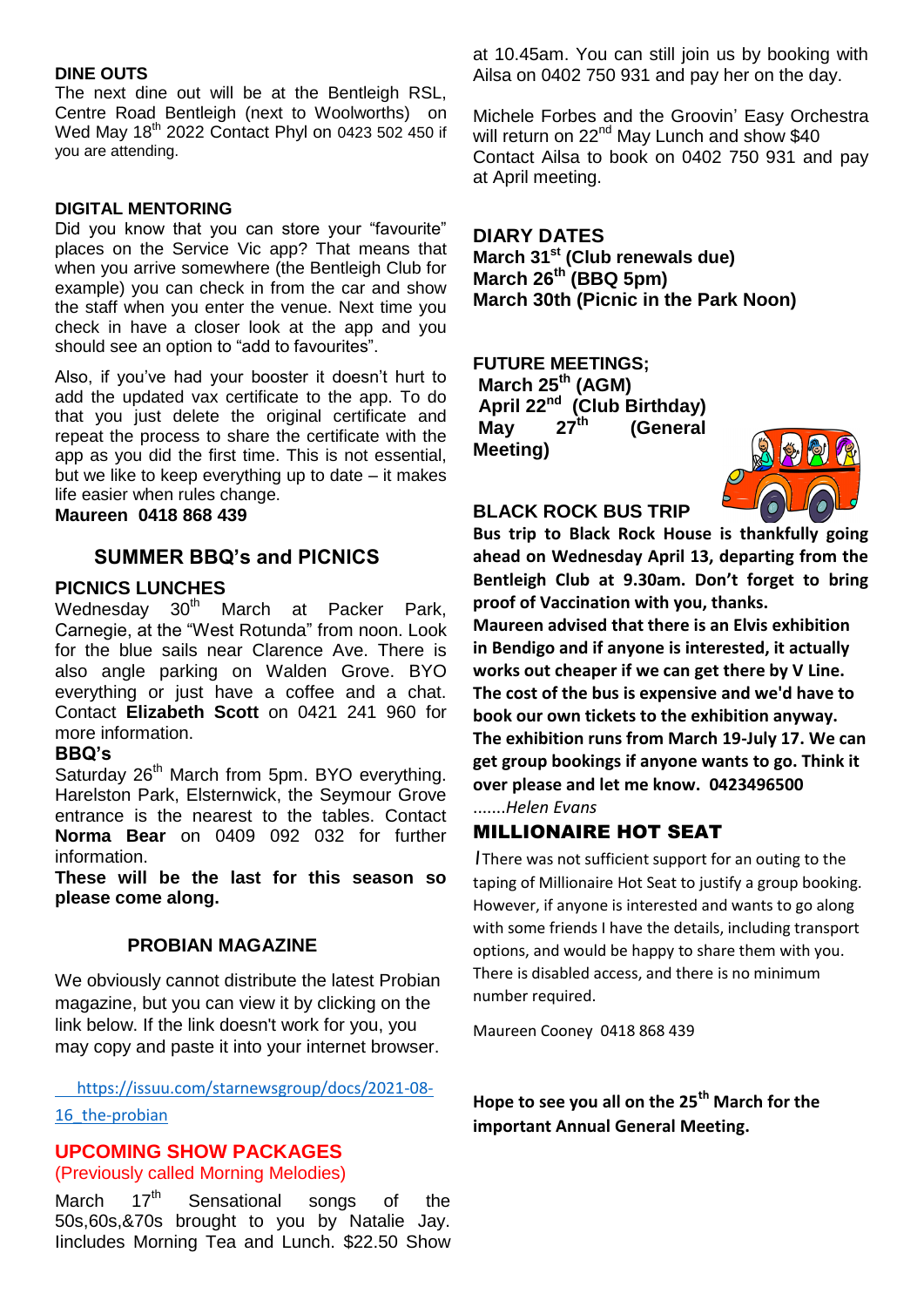### DINE OUTS

The next dine out will be at the Bentleigh RSL, Centre Road Bentleigh (next to Woolworths) on Wed May 18th 2022 Contact Phyl on 0423 502 450 if you are attending.

### DIGITAL MENTORING

Did you know that you can store your "favourite" places on the Service Vic app? That means that when you arrive somewhere (the Bentleigh Club for example) you can check in from the car and show the staff when you enter the venue. Next time you check in have a closer look at the app and you should see an option to "add to favourites".

Also, if you've had your booster it doesn't hurt to add the updated vax certificate to the app. To do that you just delete the original certificate and repeat the process to share the certificate with the app as you did the first time. This is not essential, but we like to keep everything up to date – it makes life easier when rules change.

**Maureen 0418 868 439**

## SUMMER BBQ's and PICNICS

### PICNICS LUNCHES

Wednesday 30th March at Packer Park, Carnegie, at the "West Rotunda" from noon. Look for the blue sails near Clarence Ave. There is also angle parking on Walden Grove. BYO everything or just have a coffee and a chat. Contact **Elizabeth Scott** on 0421 241 960 for more information.

### BBQ's

Saturday 26th March from 5pm. BYO everything. Harelston Park, Elsternwick, the Seymour Grove entrance is the nearest to the tables. Contact **Norma Bear** on 0409 092 032 for further information.

**These will be the last for this season so please come along.**

### PROBIAN MAGAZINE

We obviously cannot distribute the latest Probian magazine, but you can view it by clicking on the link below. If the link doesn't work for you, you may copy and paste it into your internet browser.

https://issuu.com/starnewsgroup/docs/2021-08-16_the-probian

### UPCOMING SHOW PACKAGES

(Previously called Morning Melodies)

March 17th Sensational songs of the 50s,60s,&70s brought to you by Natalie Jay. Iincludes Morning Tea and Lunch. $22.50 Show at 10.45am. You can still join us by booking with Ailsa on 0402 750 931 and pay her on the day.

Michele Forbes and the Groovin' Easy Orchestra will return on 22nd May Lunch and show $40 Contact Ailsa to book on 0402 750 931 and pay at April meeting.

### DIARY DATES

**March 31st (Club renewals due)**
**March 26th (BBQ 5pm)**
**March 30th (Picnic in the Park Noon)**

### FUTURE MEETINGS;

**March 25th (AGM)**
**April 22nd (Club Birthday)**
**May 27th (General Meeting)**

### BLACK ROCK BUS TRIP

**Bus trip to Black Rock House is thankfully going ahead on Wednesday April 13, departing from the Bentleigh Club at 9.30am. Don't forget to bring proof of Vaccination with you, thanks.**

**Maureen advised that there is an Elvis exhibition in Bendigo and if anyone is interested, it actually works out cheaper if we can get there by V Line. The cost of the bus is expensive and we'd have to book our own tickets to the exhibition anyway. The exhibition runs from March 19-July 17. We can get group bookings if anyone wants to go. Think it over please and let me know. 0423496500**

.......*Helen Evans*

### MILLIONAIRE HOT SEAT

*I*There was not sufficient support for an outing to the taping of Millionaire Hot Seat to justify a group booking. However, if anyone is interested and wants to go along with some friends I have the details, including transport options, and would be happy to share them with you. There is disabled access, and there is no minimum number required.

Maureen Cooney 0418 868 439

**Hope to see you all on the 25th March for the important Annual General Meeting.**